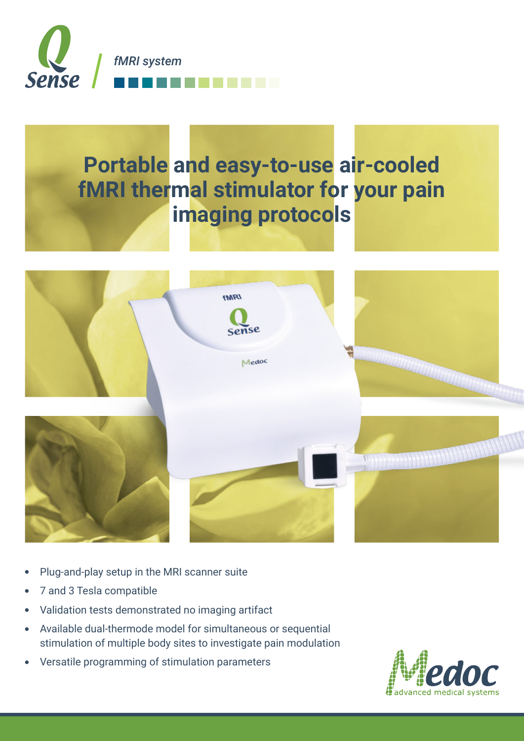Q Sense | *fMRI system*

# Portable and easy-to-use air-cooled fMRI thermal stimulator for your pain imaging protocols

- Plug-and-play setup in the MRI scanner suite
- 7 and 3 Tesla compatible
- Validation tests demonstrated no imaging artifact
- Available dual-thermode model for simultaneous or sequential stimulation of multiple body sites to investigate pain modulation
- Versatile programming of stimulation parameters

Medoc advanced medical systems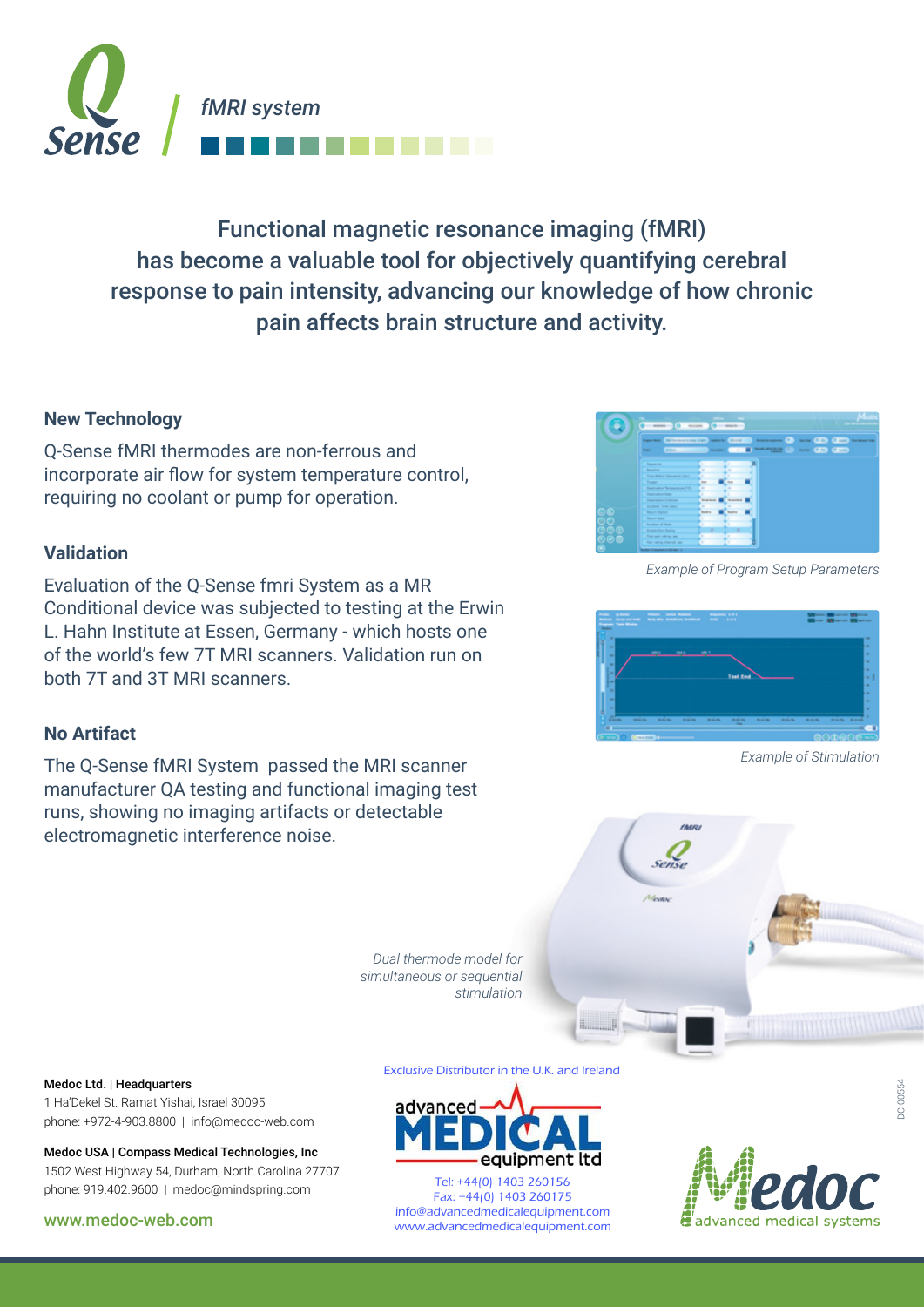# Q Sense / fMRI system

## Functional magnetic resonance imaging (fMRI) has become a valuable tool for objectively quantifying cerebral response to pain intensity, advancing our knowledge of how chronic pain affects brain structure and activity.

### New Technology

Q-Sense fMRI thermodes are non-ferrous and incorporate air flow for system temperature control, requiring no coolant or pump for operation.

### Validation

Evaluation of the Q-Sense fmri System as a MR Conditional device was subjected to testing at the Erwin L. Hahn Institute at Essen, Germany - which hosts one of the world's few 7T MRI scanners. Validation run on both 7T and 3T MRI scanners.

### No Artifact

The Q-Sense fMRI System passed the MRI scanner manufacturer QA testing and functional imaging test runs, showing no imaging artifacts or detectable electromagnetic interference noise.

*Example of Program Setup Parameters*

*Example of Stimulation*

*Dual thermode model for simultaneous or sequential stimulation*

**Medoc Ltd. | Headquarters**
1 Ha'Dekel St. Ramat Yishai, Israel 30095
phone: +972-4-903.8800 | info@medoc-web.com

**Medoc USA | Compass Medical Technologies, Inc**
1502 West Highway 54, Durham, North Carolina 27707
phone: 919.402.9600 | medoc@mindspring.com

www.medoc-web.com

Exclusive Distributor in the U.K. and Ireland

advanced MEDICAL equipment ltd

Tel: +44(0) 1403 260156
Fax: +44(0) 1403 260175
info@advancedmedicalequipment.com
www.advancedmedicalequipment.com

Medoc advanced medical systems

DC 00554